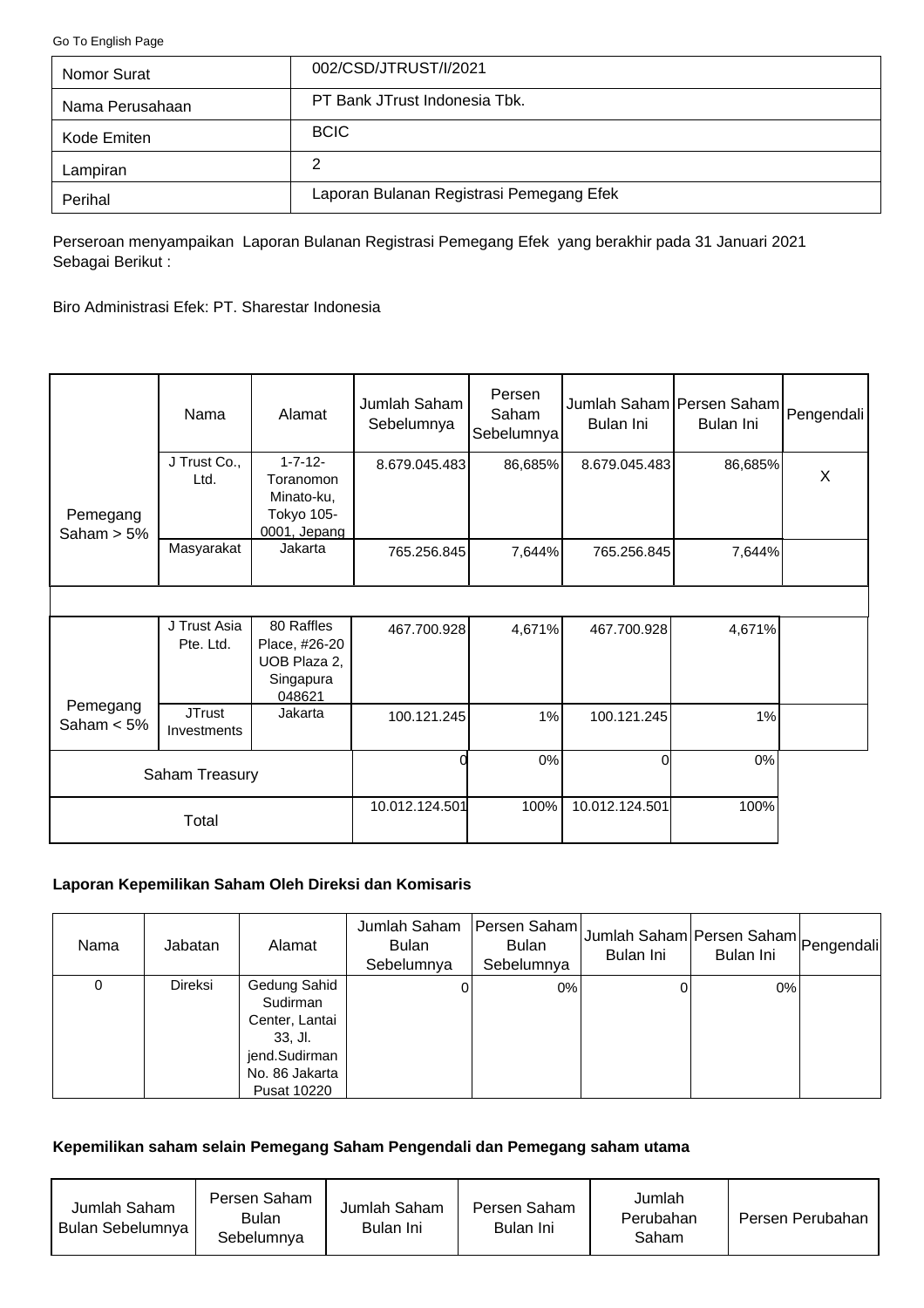Go To English Page

| Nomor Surat | 002/CSD/JTRUST/I/2021 |
|---|---|
| Nama Perusahaan | PT Bank JTrust Indonesia Tbk. |
| Kode Emiten | BCIC |
| Lampiran | 2 |
| Perihal | Laporan Bulanan Registrasi Pemegang Efek |

Perseroan menyampaikan Laporan Bulanan Registrasi Pemegang Efek yang berakhir pada 31 Januari 2021 Sebagai Berikut :

Biro Administrasi Efek: PT. Sharestar Indonesia

| | Nama | Alamat | Jumlah Saham Sebelumnya | Persen Saham Sebelumnya | Jumlah Saham Bulan Ini | Persen Saham Bulan Ini | Pengendali |
|---|---|---|---|---|---|---|---|
| Pemegang Saham > 5% | J Trust Co., Ltd. | 1-7-12-Toranomon Minato-ku, Tokyo 105-0001, Jepang | 8.679.045.483 | 86,685% | 8.679.045.483 | 86,685% | X |
| | Masyarakat | Jakarta | 765.256.845 | 7,644% | 765.256.845 | 7,644% | |
| | | | | | | | |
| Pemegang Saham < 5% | J Trust Asia Pte. Ltd. | 80 Raffles Place, #26-20 UOB Plaza 2, Singapura 048621 | 467.700.928 | 4,671% | 467.700.928 | 4,671% | |
| | JTrust Investments | Jakarta | 100.121.245 | 1% | 100.121.245 | 1% | |
| Saham Treasury | | | 0 | 0% | 0 | 0% | |
| Total | | | 10.012.124.501 | 100% | 10.012.124.501 | 100% | |

**Laporan Kepemilikan Saham Oleh Direksi dan Komisaris**

| Nama | Jabatan | Alamat | Jumlah Saham Bulan Sebelumnya | Persen Saham Bulan Sebelumnya | Jumlah Saham Bulan Ini | Persen Saham Bulan Ini | Pengendali |
|---|---|---|---|---|---|---|---|
| 0 | Direksi | Gedung Sahid Sudirman Center, Lantai 33, Jl. jend.Sudirman No. 86 Jakarta Pusat 10220 | 0 | 0% | 0 | 0% | |

**Kepemilikan saham selain Pemegang Saham Pengendali dan Pemegang saham utama**

| Jumlah Saham Bulan Sebelumnya | Persen Saham Bulan Sebelumnya | Jumlah Saham Bulan Ini | Persen Saham Bulan Ini | Jumlah Perubahan Saham | Persen Perubahan |
|---|---|---|---|---|---|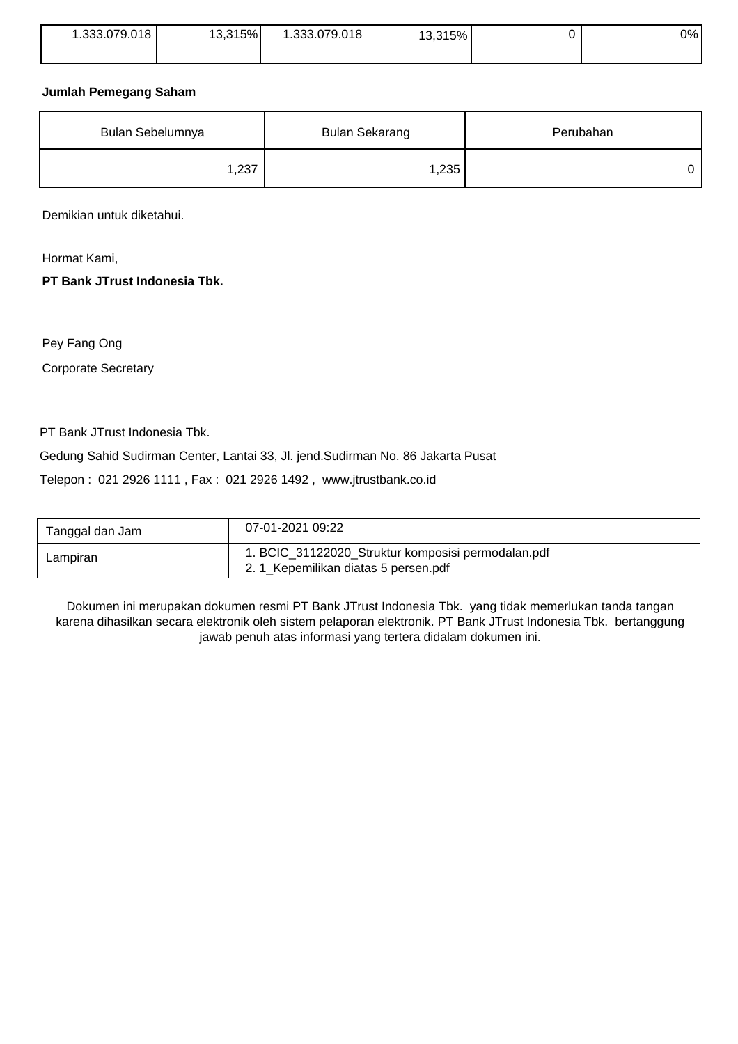| 1.333.079.018 | 13,315% | 1.333.079.018 | 13,315% | 0 | 0% |
|---|---|---|---|---|---|

**Jumlah Pemegang Saham**

| Bulan Sebelumnya | Bulan Sekarang | Perubahan |
|---|---|---|
| 1,237 | 1,235 | 0 |

Demikian untuk diketahui.

Hormat Kami,

**PT Bank JTrust Indonesia Tbk.**

Pey Fang Ong

Corporate Secretary

PT Bank JTrust Indonesia Tbk.

Gedung Sahid Sudirman Center, Lantai 33, Jl. jend.Sudirman No. 86 Jakarta Pusat

Telepon : 021 2926 1111 , Fax : 021 2926 1492 , www.jtrustbank.co.id

| Tanggal dan Jam | 07-01-2021 09:22 |
|---|---|
| Lampiran | 1. BCIC_31122020_Struktur komposisi permodalan.pdf<br>2. 1_Kepemilikan diatas 5 persen.pdf |

Dokumen ini merupakan dokumen resmi PT Bank JTrust Indonesia Tbk. yang tidak memerlukan tanda tangan karena dihasilkan secara elektronik oleh sistem pelaporan elektronik. PT Bank JTrust Indonesia Tbk. bertanggung jawab penuh atas informasi yang tertera didalam dokumen ini.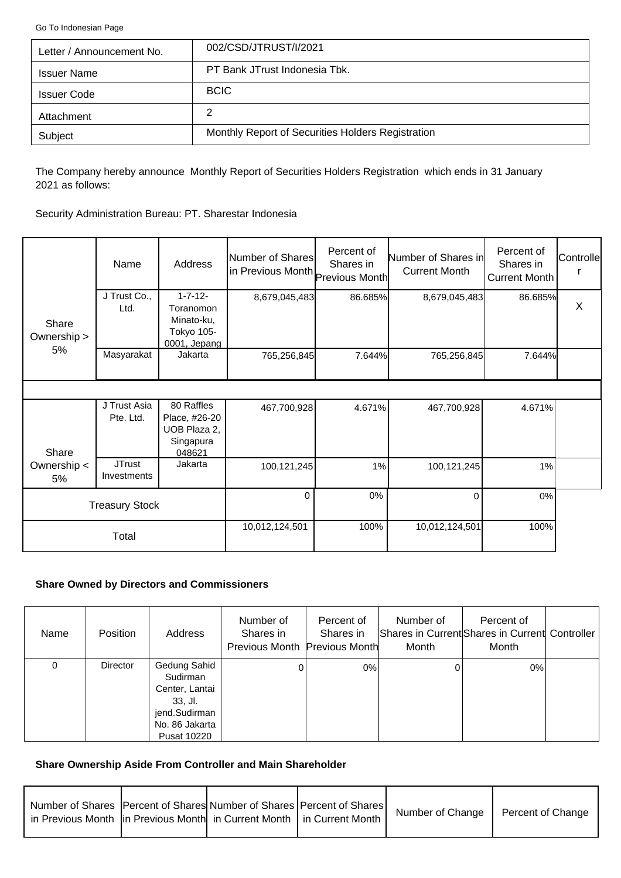Go To Indonesian Page

| Letter / Announcement No. | 002/CSD/JTRUST/I/2021 |
|---|---|
| Issuer Name | PT Bank JTrust Indonesia Tbk. |
| Issuer Code | BCIC |
| Attachment | 2 |
| Subject | Monthly Report of Securities Holders Registration |

The Company hereby announce Monthly Report of Securities Holders Registration which ends in 31 January 2021 as follows:

Security Administration Bureau: PT. Sharestar Indonesia

| | Name | Address | Number of Shares in Previous Month | Percent of Shares in Previous Month | Number of Shares in Current Month | Percent of Shares in Current Month | Controller |
|---|---|---|---|---|---|---|---|
| Share Ownership > 5% | J Trust Co., Ltd. | 1-7-12- Toranomon Minato-ku, Tokyo 105-0001, Jepang | 8,679,045,483 | 86.685% | 8,679,045,483 | 86.685% | X |
| | Masyarakat | Jakarta | 765,256,845 | 7.644% | 765,256,845 | 7.644% | |
| Share Ownership < 5% | J Trust Asia Pte. Ltd. | 80 Raffles Place, #26-20 UOB Plaza 2, Singapura 048621 | 467,700,928 | 4.671% | 467,700,928 | 4.671% | |
| | JTrust Investments | Jakarta | 100,121,245 | 1% | 100,121,245 | 1% | |
| Treasury Stock | | | 0 | 0% | 0 | 0% | |
| Total | | | 10,012,124,501 | 100% | 10,012,124,501 | 100% | |

**Share Owned by Directors and Commissioners**

| Name | Position | Address | Number of Shares in Previous Month | Percent of Shares in Previous Month | Number of Shares in Current Month | Percent of Shares in Current Month | Controller |
|---|---|---|---|---|---|---|---|
| 0 | Director | Gedung Sahid Sudirman Center, Lantai 33, Jl. jend.Sudirman No. 86 Jakarta Pusat 10220 | 0 | 0% | 0 | 0% | |

**Share Ownership Aside From Controller and Main Shareholder**

| Number of Shares in Previous Month | Percent of Shares in Previous Month | Number of Shares in Current Month | Percent of Shares in Current Month | Number of Change | Percent of Change |
|---|---|---|---|---|---|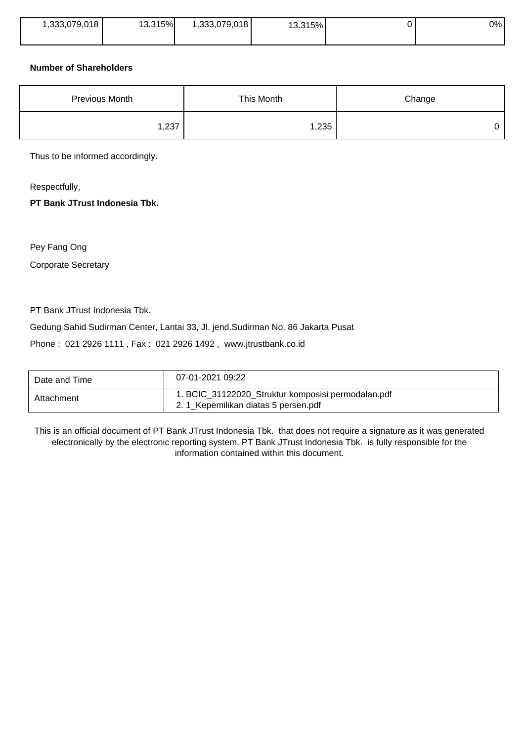| | | | | | |
|---|---|---|---|---|---|
| 1,333,079,018 | 13.315% | 1,333,079,018 | 13.315% | 0 | 0% |

**Number of Shareholders**

| Previous Month | This Month | Change |
|---|---|---|
| 1,237 | 1,235 | 0 |

Thus to be informed accordingly.

Respectfully,

**PT Bank JTrust Indonesia Tbk.**

Pey Fang Ong

Corporate Secretary

PT Bank JTrust Indonesia Tbk.

Gedung Sahid Sudirman Center, Lantai 33, Jl. jend.Sudirman No. 86 Jakarta Pusat

Phone : 021 2926 1111 , Fax : 021 2926 1492 , www.jtrustbank.co.id

| | |
|---|---|
| Date and Time | 07-01-2021 09:22 |
| Attachment | 1. BCIC_31122020_Struktur komposisi permodalan.pdf<br>2. 1_Kepemilikan diatas 5 persen.pdf |

This is an official document of PT Bank JTrust Indonesia Tbk. that does not require a signature as it was generated electronically by the electronic reporting system. PT Bank JTrust Indonesia Tbk. is fully responsible for the information contained within this document.